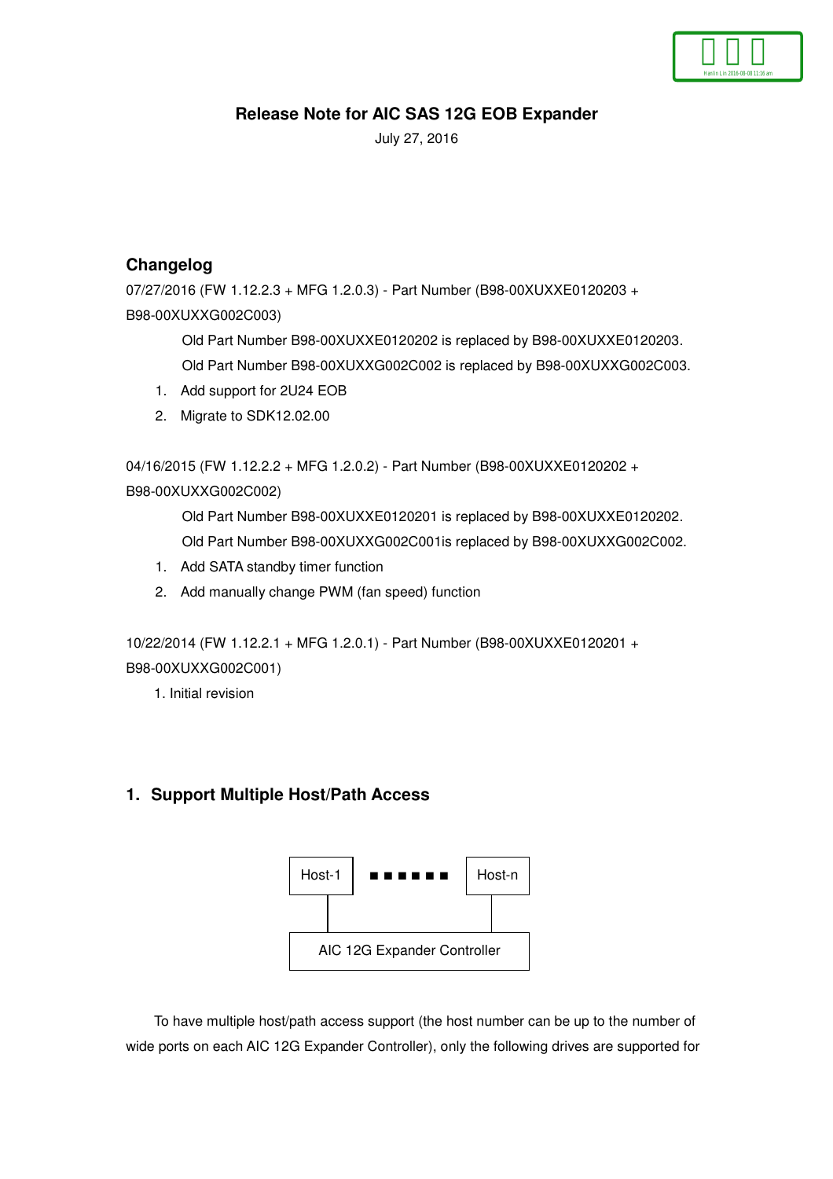# Release Note for AIC SAS 12G EOB Expander

July 27, 2016

## Changelog

07/27/2016 (FW 1.12.2.3 + MFG 1.2.0.3) - Part Number (B98-00XUXXE0120203 + B98-00XUXXG002C003)

Old Part Number B98-00XUXXE0120202 is replaced by B98-00XUXXE0120203.

Old Part Number B98-00XUXXG002C002 is replaced by B98-00XUXXG002C003.

1. Add support for 2U24 EOB
2. Migrate to SDK12.02.00

04/16/2015 (FW 1.12.2.2 + MFG 1.2.0.2) - Part Number (B98-00XUXXE0120202 + B98-00XUXXG002C002)

Old Part Number B98-00XUXXE0120201 is replaced by B98-00XUXXE0120202.

Old Part Number B98-00XUXXG002C001is replaced by B98-00XUXXG002C002.

1. Add SATA standby timer function
2. Add manually change PWM (fan speed) function

10/22/2014 (FW 1.12.2.1 + MFG 1.2.0.1) - Part Number (B98-00XUXXE0120201 + B98-00XUXXG002C001)

1. Initial revision

## 1. Support Multiple Host/Path Access

Host-1 ■ ■ ■ ■ ■ ■ Host-n

AIC 12G Expander Controller

To have multiple host/path access support (the host number can be up to the number of wide ports on each AIC 12G Expander Controller), only the following drives are supported for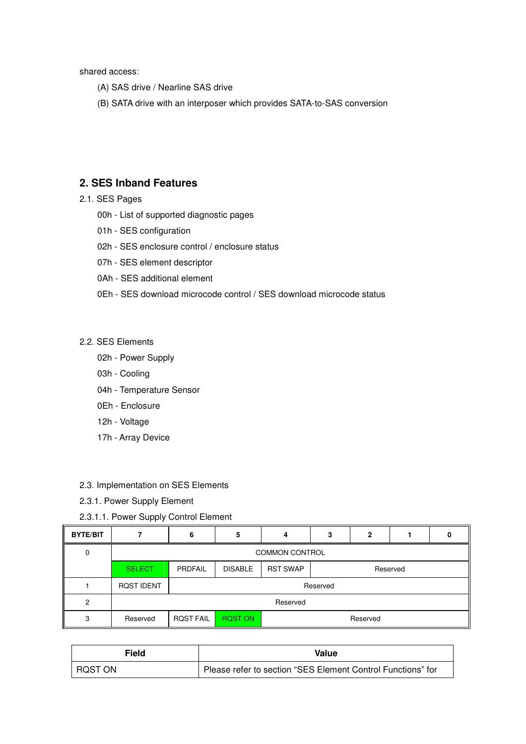shared access:

(A) SAS drive / Nearline SAS drive

(B) SATA drive with an interposer which provides SATA-to-SAS conversion

## 2. SES Inband Features

2.1. SES Pages

00h - List of supported diagnostic pages

01h - SES configuration

02h - SES enclosure control / enclosure status

07h - SES element descriptor

0Ah - SES additional element

0Eh - SES download microcode control / SES download microcode status

2.2. SES Elements

02h - Power Supply

03h - Cooling

04h - Temperature Sensor

0Eh - Enclosure

12h - Voltage

17h - Array Device

2.3. Implementation on SES Elements

2.3.1. Power Supply Element

2.3.1.1. Power Supply Control Element

| BYTE/BIT | 7 | 6 | 5 | 4 | 3 | 2 | 1 | 0 |
|---|---|---|---|---|---|---|---|---|
| 0 | COMMON CONTROL | | | | | | | |
| | SELECT | PRDFAIL | DISABLE | RST SWAP | Reserved | | | |
| 1 | RQST IDENT | Reserved | | | | | | |
| 2 | Reserved | | | | | | | |
| 3 | Reserved | RQST FAIL | RQST ON | Reserved | | | | |

| Field | Value |
|---|---|
| RQST ON | Please refer to section “SES Element Control Functions” for |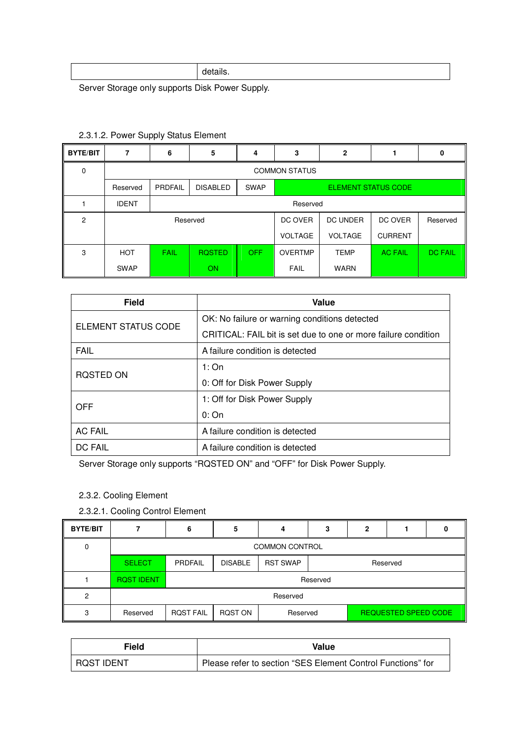| | details. |
|---|---|

Server Storage only supports Disk Power Supply.

2.3.1.2. Power Supply Status Element

| BYTE/BIT | 7 | 6 | 5 | 4 | 3 | 2 | 1 | 0 |
|---|---|---|---|---|---|---|---|---|
| 0 | COMMON STATUS | | | | | | | |
| | Reserved | PRDFAIL | DISABLED | SWAP | ELEMENT STATUS CODE | | | |
| 1 | IDENT | Reserved | | | | | | |
| 2 | Reserved | | | | DC OVER VOLTAGE | DC UNDER VOLTAGE | DC OVER CURRENT | Reserved |
| 3 | HOT SWAP | FAIL | RQSTED ON | OFF | OVERTMP FAIL | TEMP WARN | AC FAIL | DC FAIL |

| Field | Value |
|---|---|
| ELEMENT STATUS CODE | OK: No failure or warning conditions detected<br>CRITICAL: FAIL bit is set due to one or more failure condition |
| FAIL | A failure condition is detected |
| RQSTED ON | 1: On<br>0: Off for Disk Power Supply |
| OFF | 1: Off for Disk Power Supply<br>0: On |
| AC FAIL | A failure condition is detected |
| DC FAIL | A failure condition is detected |

Server Storage only supports “RQSTED ON” and “OFF” for Disk Power Supply.

2.3.2. Cooling Element

2.3.2.1. Cooling Control Element

| BYTE/BIT | 7 | 6 | 5 | 4 | 3 | 2 | 1 | 0 |
|---|---|---|---|---|---|---|---|---|
| 0 | COMMON CONTROL | | | | | | | |
| | SELECT | PRDFAIL | DISABLE | RST SWAP | Reserved | | | |
| 1 | RQST IDENT | Reserved | | | | | | |
| 2 | Reserved | | | | | | | |
| 3 | Reserved | RQST FAIL | RQST ON | Reserved | | REQUESTED SPEED CODE | | |

| Field | Value |
|---|---|
| RQST IDENT | Please refer to section “SES Element Control Functions” for |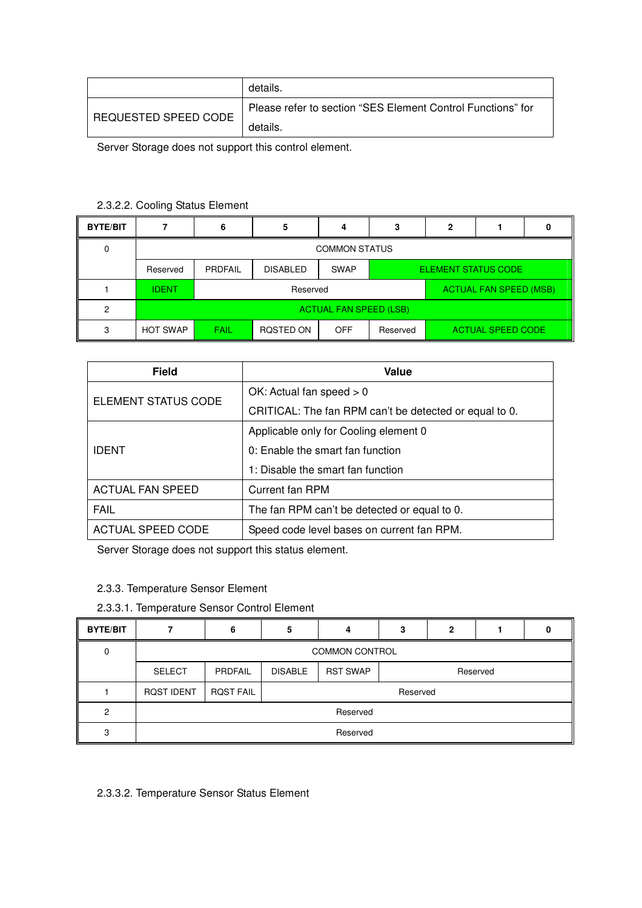| | |
|---|---|
| | details. |
| REQUESTED SPEED CODE | Please refer to section "SES Element Control Functions" for details. |

Server Storage does not support this control element.

2.3.2.2. Cooling Status Element

| BYTE/BIT | 7 | 6 | 5 | 4 | 3 | 2 | 1 | 0 |
|---|---|---|---|---|---|---|---|---|
| 0 | COMMON STATUS | | | | | | | |
| | Reserved | PRDFAIL | DISABLED | SWAP | ELEMENT STATUS CODE | | | |
| 1 | IDENT | Reserved | | | | ACTUAL FAN SPEED (MSB) | | |
| 2 | ACTUAL FAN SPEED (LSB) | | | | | | | |
| 3 | HOT SWAP | FAIL | RQSTED ON | OFF | Reserved | ACTUAL SPEED CODE | | |

| Field | Value |
|---|---|
| ELEMENT STATUS CODE | OK: Actual fan speed > 0<br>CRITICAL: The fan RPM can't be detected or equal to 0. |
| IDENT | Applicable only for Cooling element 0<br>0: Enable the smart fan function<br>1: Disable the smart fan function |
| ACTUAL FAN SPEED | Current fan RPM |
| FAIL | The fan RPM can't be detected or equal to 0. |
| ACTUAL SPEED CODE | Speed code level bases on current fan RPM. |

Server Storage does not support this status element.

2.3.3. Temperature Sensor Element

2.3.3.1. Temperature Sensor Control Element

| BYTE/BIT | 7 | 6 | 5 | 4 | 3 | 2 | 1 | 0 |
|---|---|---|---|---|---|---|---|---|
| 0 | COMMON CONTROL | | | | | | | |
| | SELECT | PRDFAIL | DISABLE | RST SWAP | Reserved | | | |
| 1 | RQST IDENT | RQST FAIL | Reserved | | | | | |
| 2 | Reserved | | | | | | | |
| 3 | Reserved | | | | | | | |

2.3.3.2. Temperature Sensor Status Element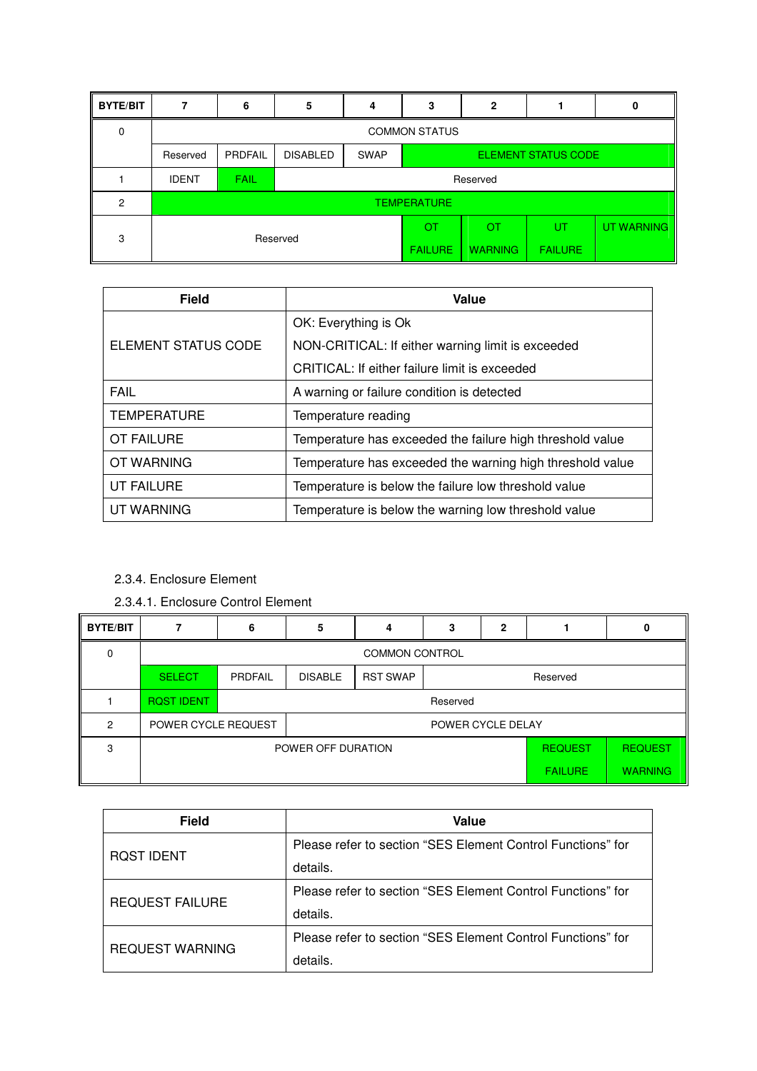| BYTE/BIT | 7 | 6 | 5 | 4 | 3 | 2 | 1 | 0 |
|---|---|---|---|---|---|---|---|---|
| 0 | COMMON STATUS | | | | | | | |
| | Reserved | PRDFAIL | DISABLED | SWAP | ELEMENT STATUS CODE | | | |
| 1 | IDENT | FAIL | Reserved | | | | | |
| 2 | TEMPERATURE | | | | | | | |
| 3 | Reserved | | | | OT FAILURE | OT WARNING | UT FAILURE | UT WARNING |

| Field | Value |
|---|---|
| ELEMENT STATUS CODE | OK: Everything is Ok<br>NON-CRITICAL: If either warning limit is exceeded<br>CRITICAL: If either failure limit is exceeded |
| FAIL | A warning or failure condition is detected |
| TEMPERATURE | Temperature reading |
| OT FAILURE | Temperature has exceeded the failure high threshold value |
| OT WARNING | Temperature has exceeded the warning high threshold value |
| UT FAILURE | Temperature is below the failure low threshold value |
| UT WARNING | Temperature is below the warning low threshold value |

### 2.3.4. Enclosure Element

#### 2.3.4.1. Enclosure Control Element

| BYTE/BIT | 7 | 6 | 5 | 4 | 3 | 2 | 1 | 0 |
|---|---|---|---|---|---|---|---|---|
| 0 | COMMON CONTROL | | | | | | | |
| | SELECT | PRDFAIL | DISABLE | RST SWAP | Reserved | | | |
| 1 | RQST IDENT | Reserved | | | | | | |
| 2 | POWER CYCLE REQUEST | | POWER CYCLE DELAY | | | | | |
| 3 | POWER OFF DURATION | | | | | | REQUEST FAILURE | REQUEST WARNING |

| Field | Value |
|---|---|
| RQST IDENT | Please refer to section "SES Element Control Functions" for details. |
| REQUEST FAILURE | Please refer to section "SES Element Control Functions" for details. |
| REQUEST WARNING | Please refer to section "SES Element Control Functions" for details. |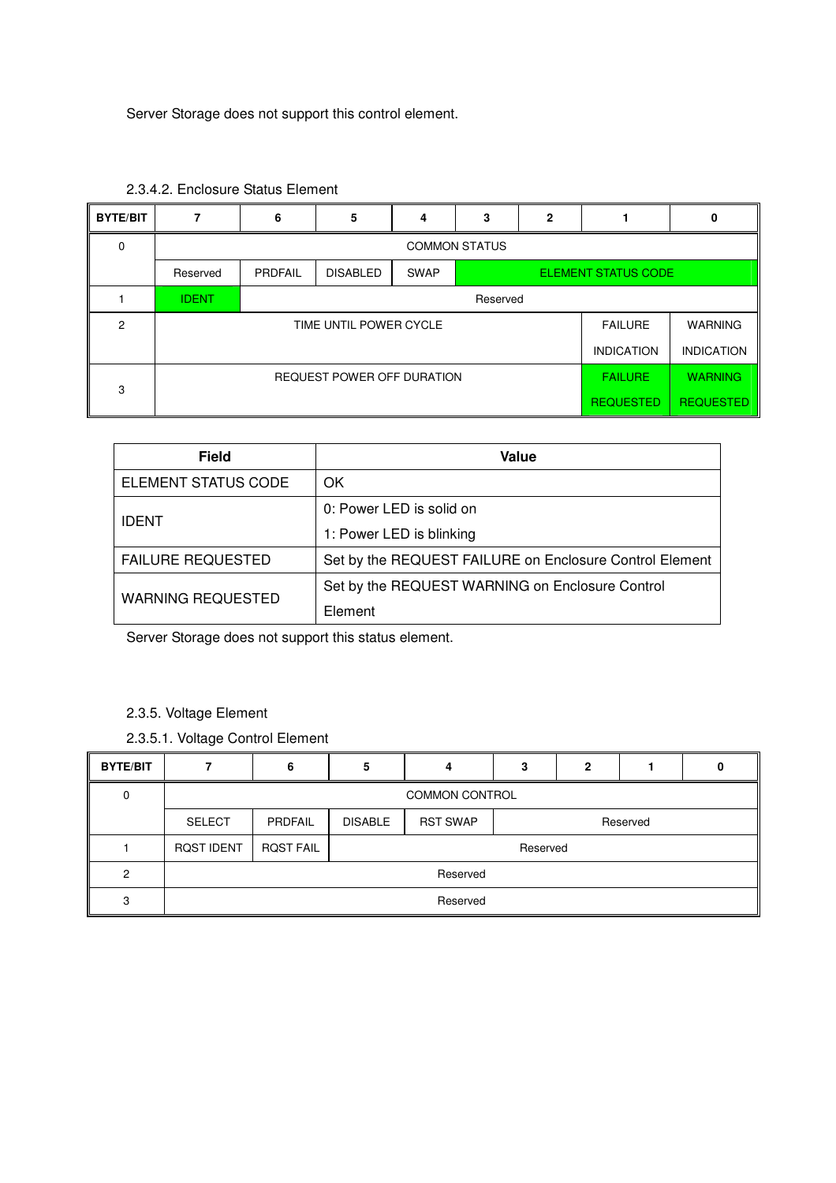Server Storage does not support this control element.

### 2.3.4.2. Enclosure Status Element

| BYTE/BIT | 7 | 6 | 5 | 4 | 3 | 2 | 1 | 0 |
|---|---|---|---|---|---|---|---|---|
| 0 | COMMON STATUS | | | | | | | |
| | Reserved | PRDFAIL | DISABLED | SWAP | ELEMENT STATUS CODE | | | |
| 1 | IDENT | Reserved | | | | | | |
| 2 | TIME UNTIL POWER CYCLE | | | | | | FAILURE INDICATION | WARNING INDICATION |
| 3 | REQUEST POWER OFF DURATION | | | | | | FAILURE REQUESTED | WARNING REQUESTED |

| Field | Value |
|---|---|
| ELEMENT STATUS CODE | OK |
| IDENT | 0: Power LED is solid on<br>1: Power LED is blinking |
| FAILURE REQUESTED | Set by the REQUEST FAILURE on Enclosure Control Element |
| WARNING REQUESTED | Set by the REQUEST WARNING on Enclosure Control Element |

Server Storage does not support this status element.

## 2.3.5. Voltage Element

### 2.3.5.1. Voltage Control Element

| BYTE/BIT | 7 | 6 | 5 | 4 | 3 | 2 | 1 | 0 |
|---|---|---|---|---|---|---|---|---|
| 0 | COMMON CONTROL | | | | | | | |
| | SELECT | PRDFAIL | DISABLE | RST SWAP | Reserved | | | |
| 1 | RQST IDENT | RQST FAIL | Reserved | | | | | |
| 2 | Reserved | | | | | | | |
| 3 | Reserved | | | | | | | |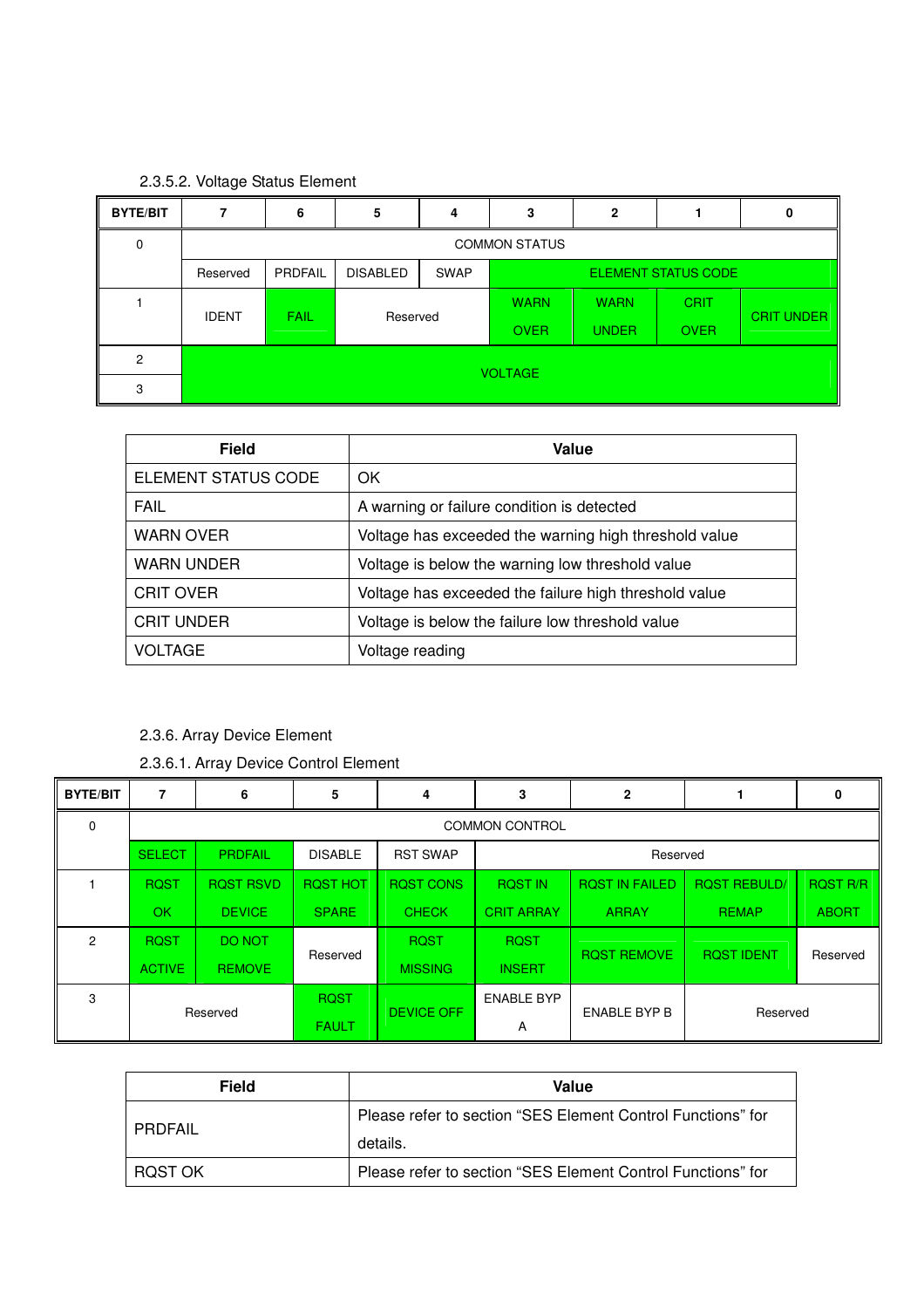2.3.5.2. Voltage Status Element

| BYTE/BIT | 7 | 6 | 5 | 4 | 3 | 2 | 1 | 0 |
|---|---|---|---|---|---|---|---|---|
| 0 | COMMON STATUS | | | | | | | |
| | Reserved | PRDFAIL | DISABLED | SWAP | ELEMENT STATUS CODE | | | |
| 1 | IDENT | FAIL | Reserved | | WARN OVER | WARN UNDER | CRIT OVER | CRIT UNDER |
| 2 | VOLTAGE | | | | | | | |
| 3 | | | | | | | | |

| Field | Value |
|---|---|
| ELEMENT STATUS CODE | OK |
| FAIL | A warning or failure condition is detected |
| WARN OVER | Voltage has exceeded the warning high threshold value |
| WARN UNDER | Voltage is below the warning low threshold value |
| CRIT OVER | Voltage has exceeded the failure high threshold value |
| CRIT UNDER | Voltage is below the failure low threshold value |
| VOLTAGE | Voltage reading |

2.3.6. Array Device Element

2.3.6.1. Array Device Control Element

| BYTE/BIT | 7 | 6 | 5 | 4 | 3 | 2 | 1 | 0 |
|---|---|---|---|---|---|---|---|---|
| 0 | COMMON CONTROL | | | | | | | |
| | SELECT | PRDFAIL | DISABLE | RST SWAP | Reserved | | | |
| 1 | RQST OK | RQST RSVD DEVICE | RQST HOT SPARE | RQST CONS CHECK | RQST IN CRIT ARRAY | RQST IN FAILED ARRAY | RQST REBULD/ REMAP | RQST R/R ABORT |
| 2 | RQST ACTIVE | DO NOT REMOVE | Reserved | RQST MISSING | RQST INSERT | RQST REMOVE | RQST IDENT | Reserved |
| 3 | Reserved | | RQST FAULT | DEVICE OFF | ENABLE BYP A | ENABLE BYP B | Reserved | |

| Field | Value |
|---|---|
| PRDFAIL | Please refer to section “SES Element Control Functions” for details. |
| RQST OK | Please refer to section “SES Element Control Functions” for |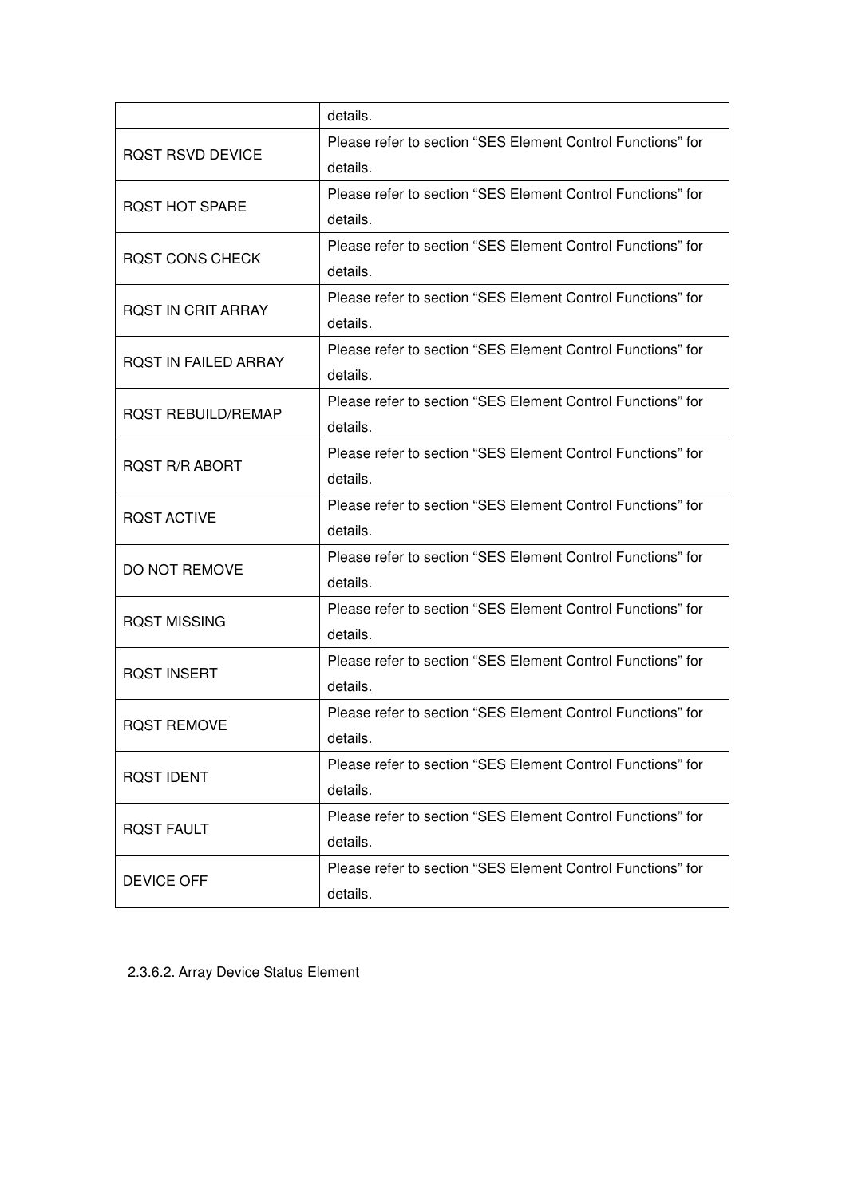| | |
|---|---|
| | details. |
| RQST RSVD DEVICE | Please refer to section "SES Element Control Functions" for details. |
| RQST HOT SPARE | Please refer to section "SES Element Control Functions" for details. |
| RQST CONS CHECK | Please refer to section "SES Element Control Functions" for details. |
| RQST IN CRIT ARRAY | Please refer to section "SES Element Control Functions" for details. |
| RQST IN FAILED ARRAY | Please refer to section "SES Element Control Functions" for details. |
| RQST REBUILD/REMAP | Please refer to section "SES Element Control Functions" for details. |
| RQST R/R ABORT | Please refer to section "SES Element Control Functions" for details. |
| RQST ACTIVE | Please refer to section "SES Element Control Functions" for details. |
| DO NOT REMOVE | Please refer to section "SES Element Control Functions" for details. |
| RQST MISSING | Please refer to section "SES Element Control Functions" for details. |
| RQST INSERT | Please refer to section "SES Element Control Functions" for details. |
| RQST REMOVE | Please refer to section "SES Element Control Functions" for details. |
| RQST IDENT | Please refer to section "SES Element Control Functions" for details. |
| RQST FAULT | Please refer to section "SES Element Control Functions" for details. |
| DEVICE OFF | Please refer to section "SES Element Control Functions" for details. |

2.3.6.2. Array Device Status Element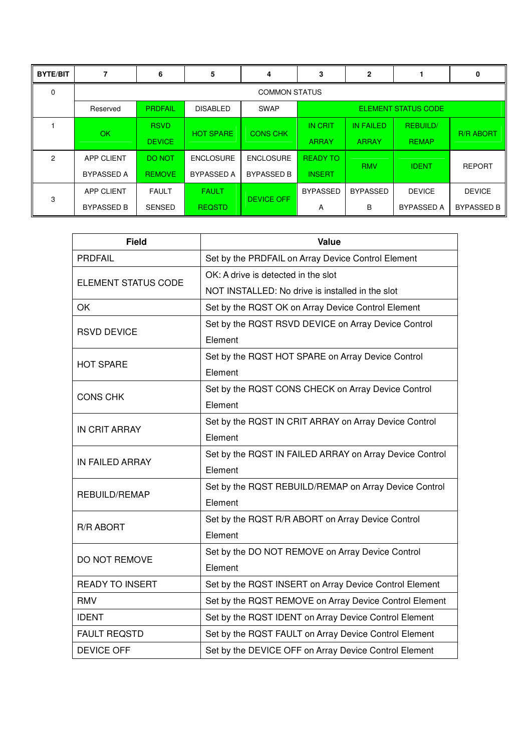| BYTE/BIT | 7 | 6 | 5 | 4 | 3 | 2 | 1 | 0 |
|---|---|---|---|---|---|---|---|---|
| 0 | COMMON STATUS | | | | | | | |
| | Reserved | PRDFAIL | DISABLED | SWAP | ELEMENT STATUS CODE | | | |
| 1 | OK | RSVD DEVICE | HOT SPARE | CONS CHK | IN CRIT ARRAY | IN FAILED ARRAY | REBUILD/ REMAP | R/R ABORT |
| 2 | APP CLIENT BYPASSED A | DO NOT REMOVE | ENCLOSURE BYPASSED A | ENCLOSURE BYPASSED B | READY TO INSERT | RMV | IDENT | REPORT |
| 3 | APP CLIENT BYPASSED B | FAULT SENSED | FAULT REQSTD | DEVICE OFF | BYPASSED A | BYPASSED B | DEVICE BYPASSED A | DEVICE BYPASSED B |

| Field | Value |
|---|---|
| PRDFAIL | Set by the PRDFAIL on Array Device Control Element |
| ELEMENT STATUS CODE | OK: A drive is detected in the slot<br>NOT INSTALLED: No drive is installed in the slot |
| OK | Set by the RQST OK on Array Device Control Element |
| RSVD DEVICE | Set by the RQST RSVD DEVICE on Array Device Control Element |
| HOT SPARE | Set by the RQST HOT SPARE on Array Device Control Element |
| CONS CHK | Set by the RQST CONS CHECK on Array Device Control Element |
| IN CRIT ARRAY | Set by the RQST IN CRIT ARRAY on Array Device Control Element |
| IN FAILED ARRAY | Set by the RQST IN FAILED ARRAY on Array Device Control Element |
| REBUILD/REMAP | Set by the RQST REBUILD/REMAP on Array Device Control Element |
| R/R ABORT | Set by the RQST R/R ABORT on Array Device Control Element |
| DO NOT REMOVE | Set by the DO NOT REMOVE on Array Device Control Element |
| READY TO INSERT | Set by the RQST INSERT on Array Device Control Element |
| RMV | Set by the RQST REMOVE on Array Device Control Element |
| IDENT | Set by the RQST IDENT on Array Device Control Element |
| FAULT REQSTD | Set by the RQST FAULT on Array Device Control Element |
| DEVICE OFF | Set by the DEVICE OFF on Array Device Control Element |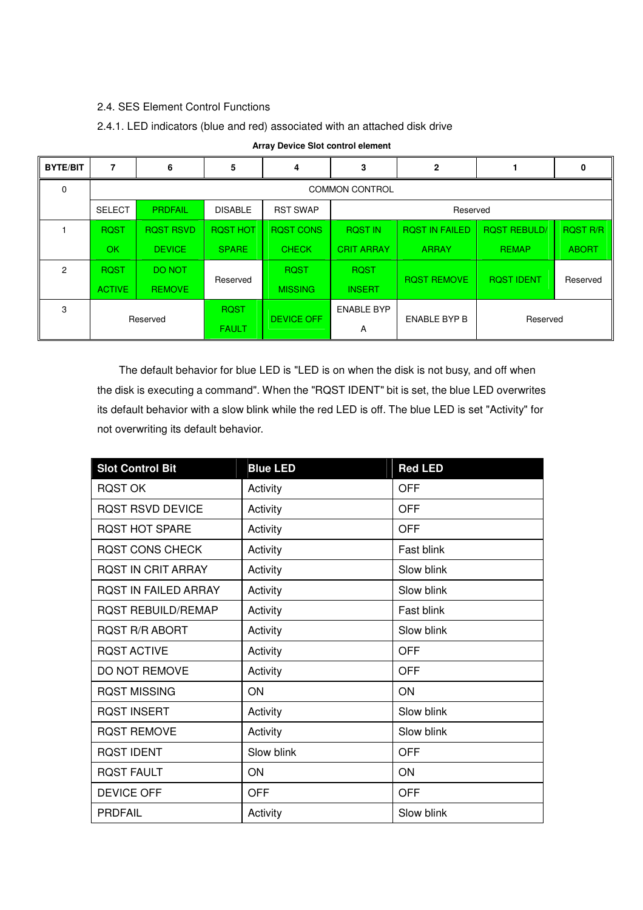### 2.4. SES Element Control Functions

#### 2.4.1. LED indicators (blue and red) associated with an attached disk drive

**Array Device Slot control element**

| BYTE/BIT | 7 | 6 | 5 | 4 | 3 | 2 | 1 | 0 |
|---|---|---|---|---|---|---|---|---|
| 0 | COMMON CONTROL | | | | | | | |
| | SELECT | PRDFAIL | DISABLE | RST SWAP | Reserved | | | |
| 1 | RQST OK | RQST RSVD DEVICE | RQST HOT SPARE | RQST CONS CHECK | RQST IN CRIT ARRAY | RQST IN FAILED ARRAY | RQST REBULD/ REMAP | RQST R/R ABORT |
| 2 | RQST ACTIVE | DO NOT REMOVE | Reserved | RQST MISSING | RQST INSERT | RQST REMOVE | RQST IDENT | Reserved |
| 3 | Reserved | | RQST FAULT | DEVICE OFF | ENABLE BYP A | ENABLE BYP B | Reserved | |

The default behavior for blue LED is "LED is on when the disk is not busy, and off when the disk is executing a command". When the "RQST IDENT" bit is set, the blue LED overwrites its default behavior with a slow blink while the red LED is off. The blue LED is set "Activity" for not overwriting its default behavior.

| Slot Control Bit | Blue LED | Red LED |
|---|---|---|
| RQST OK | Activity | OFF |
| RQST RSVD DEVICE | Activity | OFF |
| RQST HOT SPARE | Activity | OFF |
| RQST CONS CHECK | Activity | Fast blink |
| RQST IN CRIT ARRAY | Activity | Slow blink |
| RQST IN FAILED ARRAY | Activity | Slow blink |
| RQST REBUILD/REMAP | Activity | Fast blink |
| RQST R/R ABORT | Activity | Slow blink |
| RQST ACTIVE | Activity | OFF |
| DO NOT REMOVE | Activity | OFF |
| RQST MISSING | ON | ON |
| RQST INSERT | Activity | Slow blink |
| RQST REMOVE | Activity | Slow blink |
| RQST IDENT | Slow blink | OFF |
| RQST FAULT | ON | ON |
| DEVICE OFF | OFF | OFF |
| PRDFAIL | Activity | Slow blink |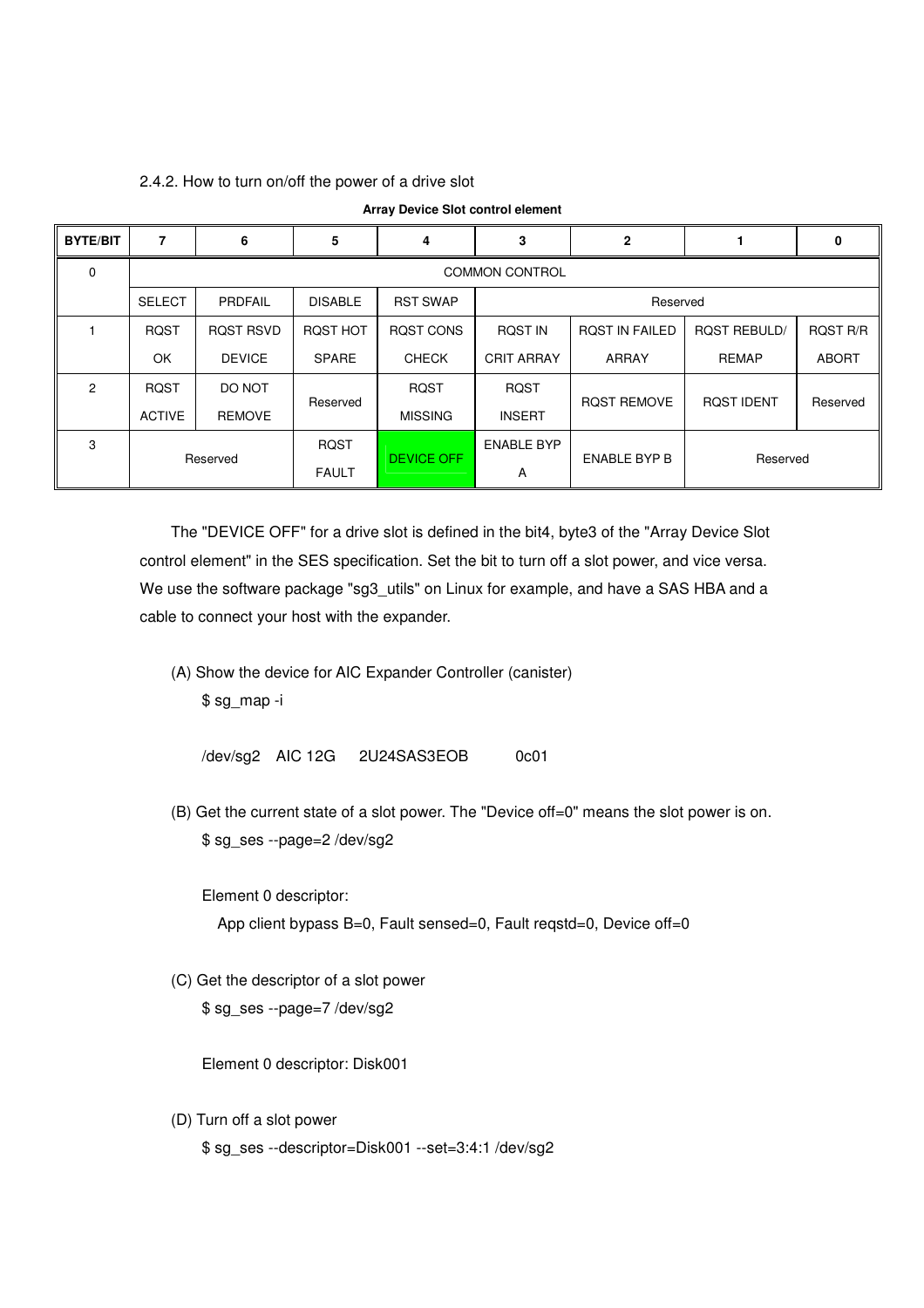2.4.2. How to turn on/off the power of a drive slot

**Array Device Slot control element**

| BYTE/BIT | 7 | 6 | 5 | 4 | 3 | 2 | 1 | 0 |
|---|---|---|---|---|---|---|---|---|
| 0 | COMMON CONTROL | | | | | | | |
| | SELECT | PRDFAIL | DISABLE | RST SWAP | Reserved | | | |
| 1 | RQST OK | RQST RSVD DEVICE | RQST HOT SPARE | RQST CONS CHECK | RQST IN CRIT ARRAY | RQST IN FAILED ARRAY | RQST REBULD/ REMAP | RQST R/R ABORT |
| 2 | RQST ACTIVE | DO NOT REMOVE | Reserved | RQST MISSING | RQST INSERT | RQST REMOVE | RQST IDENT | Reserved |
| 3 | Reserved | | RQST FAULT | DEVICE OFF | ENABLE BYP A | ENABLE BYP B | Reserved | |

The "DEVICE OFF" for a drive slot is defined in the bit4, byte3 of the "Array Device Slot control element" in the SES specification. Set the bit to turn off a slot power, and vice versa. We use the software package "sg3_utils" on Linux for example, and have a SAS HBA and a cable to connect your host with the expander.

(A) Show the device for AIC Expander Controller (canister)

```
$ sg_map -i

/dev/sg2   AIC 12G     2U24SAS3EOB        0c01
```

(B) Get the current state of a slot power. The "Device off=0" means the slot power is on.

```
$ sg_ses --page=2 /dev/sg2

Element 0 descriptor:
  App client bypass B=0, Fault sensed=0, Fault reqstd=0, Device off=0
```

(C) Get the descriptor of a slot power

```
$ sg_ses --page=7 /dev/sg2

Element 0 descriptor: Disk001
```

(D) Turn off a slot power

```
$ sg_ses --descriptor=Disk001 --set=3:4:1 /dev/sg2
```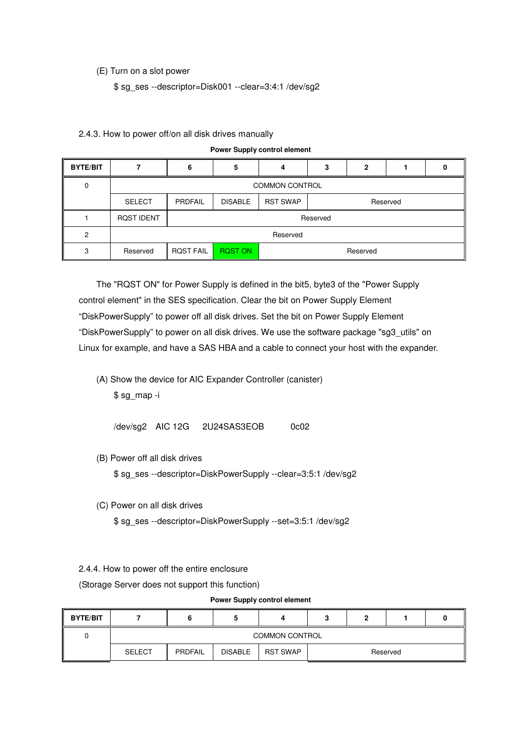(E) Turn on a slot power

```
$ sg_ses --descriptor=Disk001 --clear=3:4:1 /dev/sg2
```

2.4.3. How to power off/on all disk drives manually

**Power Supply control element**

| BYTE/BIT | 7 | 6 | 5 | 4 | 3 | 2 | 1 | 0 |
|---|---|---|---|---|---|---|---|---|
| 0 | COMMON CONTROL | | | | | | | |
| | SELECT | PRDFAIL | DISABLE | RST SWAP | Reserved | | | |
| 1 | RQST IDENT | Reserved | | | | | | |
| 2 | Reserved | | | | | | | |
| 3 | Reserved | RQST FAIL | RQST ON | Reserved | | | | |

The "RQST ON" for Power Supply is defined in the bit5, byte3 of the "Power Supply control element" in the SES specification. Clear the bit on Power Supply Element "DiskPowerSupply" to power off all disk drives. Set the bit on Power Supply Element "DiskPowerSupply" to power on all disk drives. We use the software package "sg3_utils" on Linux for example, and have a SAS HBA and a cable to connect your host with the expander.

(A) Show the device for AIC Expander Controller (canister)

```
$ sg_map -i

/dev/sg2   AIC 12G     2U24SAS3EOB         0c02
```

(B) Power off all disk drives

```
$ sg_ses --descriptor=DiskPowerSupply --clear=3:5:1 /dev/sg2
```

(C) Power on all disk drives

```
$ sg_ses --descriptor=DiskPowerSupply --set=3:5:1 /dev/sg2
```

2.4.4. How to power off the entire enclosure

(Storage Server does not support this function)

**Power Supply control element**

| BYTE/BIT | 7 | 6 | 5 | 4 | 3 | 2 | 1 | 0 |
|---|---|---|---|---|---|---|---|---|
| 0 | COMMON CONTROL | | | | | | | |
| | SELECT | PRDFAIL | DISABLE | RST SWAP | Reserved | | | |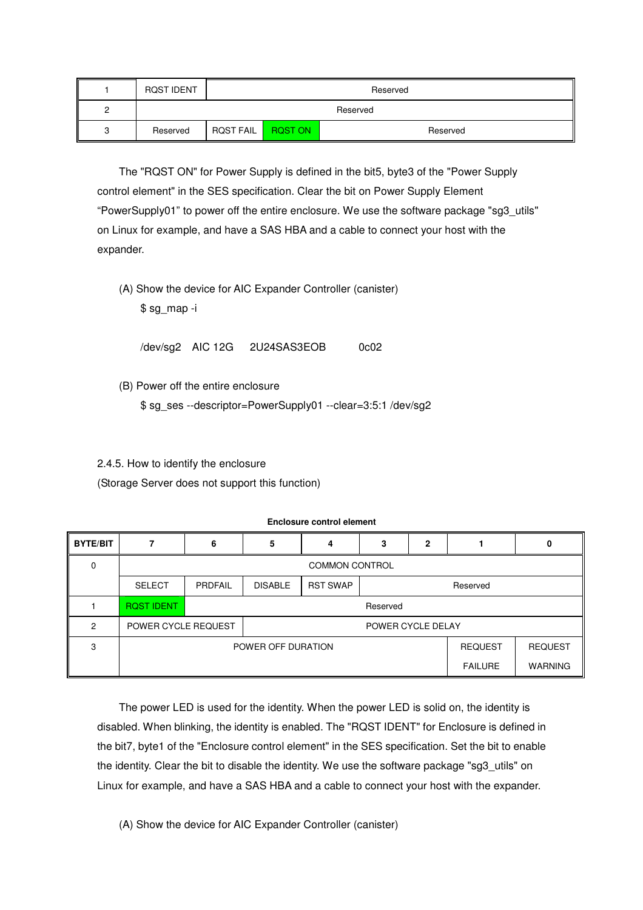| 1 | RQST IDENT | Reserved | | |
|---|---|---|---|---|
| 2 | Reserved | | | |
| 3 | Reserved | RQST FAIL | RQST ON | Reserved |

The "RQST ON" for Power Supply is defined in the bit5, byte3 of the "Power Supply control element" in the SES specification. Clear the bit on Power Supply Element “PowerSupply01” to power off the entire enclosure. We use the software package "sg3_utils" on Linux for example, and have a SAS HBA and a cable to connect your host with the expander.

(A) Show the device for AIC Expander Controller (canister)

```
$ sg_map -i

/dev/sg2   AIC 12G     2U24SAS3EOB        0c02
```

(B) Power off the entire enclosure

```
$ sg_ses --descriptor=PowerSupply01 --clear=3:5:1 /dev/sg2
```

2.4.5. How to identify the enclosure

(Storage Server does not support this function)

**Enclosure control element**

| BYTE/BIT | 7 | 6 | 5 | 4 | 3 | 2 | 1 | 0 |
|---|---|---|---|---|---|---|---|---|
| 0 | COMMON CONTROL | | | | | | | |
| | SELECT | PRDFAIL | DISABLE | RST SWAP | Reserved | | | |
| 1 | RQST IDENT | Reserved | | | | | | |
| 2 | POWER CYCLE REQUEST | | POWER CYCLE DELAY | | | | | |
| 3 | POWER OFF DURATION | | | | | | REQUEST FAILURE | REQUEST WARNING |

The power LED is used for the identity. When the power LED is solid on, the identity is disabled. When blinking, the identity is enabled. The "RQST IDENT" for Enclosure is defined in the bit7, byte1 of the "Enclosure control element" in the SES specification. Set the bit to enable the identity. Clear the bit to disable the identity. We use the software package "sg3_utils" on Linux for example, and have a SAS HBA and a cable to connect your host with the expander.

(A) Show the device for AIC Expander Controller (canister)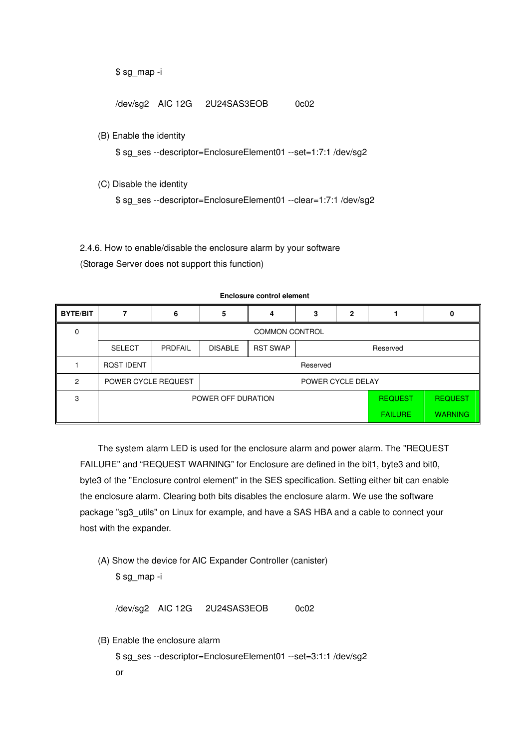```
$ sg_map -i

/dev/sg2    AIC 12G     2U24SAS3EOB         0c02
```

(B) Enable the identity

```
$ sg_ses --descriptor=EnclosureElement01 --set=1:7:1 /dev/sg2
```

(C) Disable the identity

```
$ sg_ses --descriptor=EnclosureElement01 --clear=1:7:1 /dev/sg2
```

2.4.6. How to enable/disable the enclosure alarm by your software
(Storage Server does not support this function)

**Enclosure control element**

| BYTE/BIT | 7 | 6 | 5 | 4 | 3 | 2 | 1 | 0 |
|---|---|---|---|---|---|---|---|---|
| 0 | COMMON CONTROL | | | | | | | |
| | SELECT | PRDFAIL | DISABLE | RST SWAP | Reserved | | | |
| 1 | RQST IDENT | Reserved | | | | | | |
| 2 | POWER CYCLE REQUEST | | POWER CYCLE DELAY | | | | | |
| 3 | POWER OFF DURATION | | | | | | REQUEST FAILURE | REQUEST WARNING |

The system alarm LED is used for the enclosure alarm and power alarm. The "REQUEST FAILURE" and "REQUEST WARNING" for Enclosure are defined in the bit1, byte3 and bit0, byte3 of the "Enclosure control element" in the SES specification. Setting either bit can enable the enclosure alarm. Clearing both bits disables the enclosure alarm. We use the software package "sg3_utils" on Linux for example, and have a SAS HBA and a cable to connect your host with the expander.

(A) Show the device for AIC Expander Controller (canister)

```
$ sg_map -i

/dev/sg2    AIC 12G     2U24SAS3EOB         0c02
```

(B) Enable the enclosure alarm

```
$ sg_ses --descriptor=EnclosureElement01 --set=3:1:1 /dev/sg2
```

or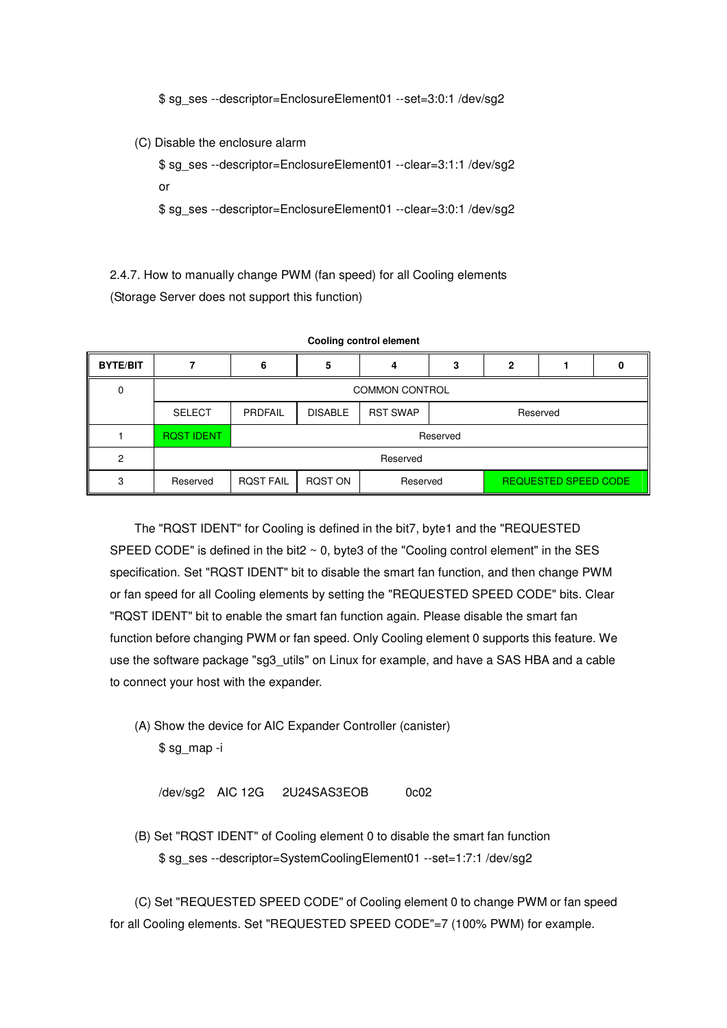```
$ sg_ses --descriptor=EnclosureElement01 --set=3:0:1 /dev/sg2
```

(C) Disable the enclosure alarm

```
$ sg_ses --descriptor=EnclosureElement01 --clear=3:1:1 /dev/sg2
```

or

```
$ sg_ses --descriptor=EnclosureElement01 --clear=3:0:1 /dev/sg2
```

2.4.7. How to manually change PWM (fan speed) for all Cooling elements
(Storage Server does not support this function)

**Cooling control element**

| BYTE/BIT | 7 | 6 | 5 | 4 | 3 | 2 | 1 | 0 |
|---|---|---|---|---|---|---|---|---|
| 0 | COMMON CONTROL | | | | | | | |
| | SELECT | PRDFAIL | DISABLE | RST SWAP | Reserved | | | |
| 1 | RQST IDENT | Reserved | | | | | | |
| 2 | Reserved | | | | | | | |
| 3 | Reserved | RQST FAIL | RQST ON | Reserved | | REQUESTED SPEED CODE | | |

The "RQST IDENT" for Cooling is defined in the bit7, byte1 and the "REQUESTED SPEED CODE" is defined in the bit2 ~ 0, byte3 of the "Cooling control element" in the SES specification. Set "RQST IDENT" bit to disable the smart fan function, and then change PWM or fan speed for all Cooling elements by setting the "REQUESTED SPEED CODE" bits. Clear "RQST IDENT" bit to enable the smart fan function again. Please disable the smart fan function before changing PWM or fan speed. Only Cooling element 0 supports this feature. We use the software package "sg3_utils" on Linux for example, and have a SAS HBA and a cable to connect your host with the expander.

(A) Show the device for AIC Expander Controller (canister)

```
$ sg_map -i

/dev/sg2   AIC 12G   2U24SAS3EOB     0c02
```

(B) Set "RQST IDENT" of Cooling element 0 to disable the smart fan function

```
$ sg_ses --descriptor=SystemCoolingElement01 --set=1:7:1 /dev/sg2
```

(C) Set "REQUESTED SPEED CODE" of Cooling element 0 to change PWM or fan speed for all Cooling elements. Set "REQUESTED SPEED CODE"=7 (100% PWM) for example.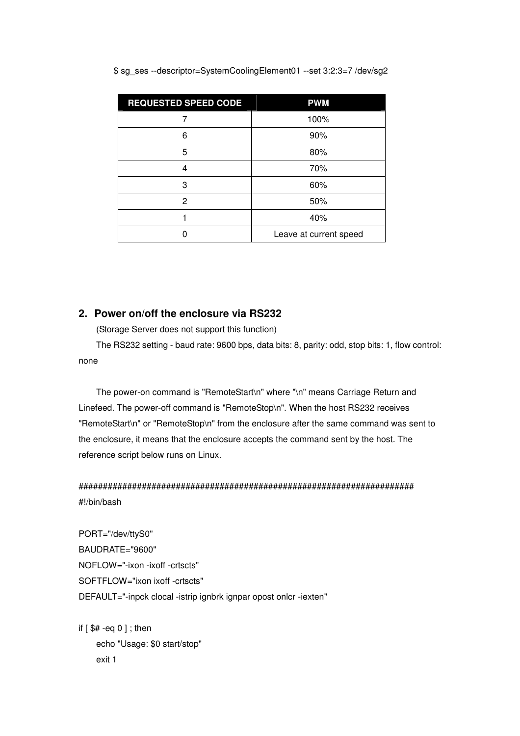```
$ sg_ses --descriptor=SystemCoolingElement01 --set 3:2:3=7 /dev/sg2
```

| REQUESTED SPEED CODE | PWM |
|---|---|
| 7 | 100% |
| 6 | 90% |
| 5 | 80% |
| 4 | 70% |
| 3 | 60% |
| 2 | 50% |
| 1 | 40% |
| 0 | Leave at current speed |

## 2. Power on/off the enclosure via RS232

(Storage Server does not support this function)

The RS232 setting - baud rate: 9600 bps, data bits: 8, parity: odd, stop bits: 1, flow control: none

The power-on command is "RemoteStart\n" where "\n" means Carriage Return and Linefeed. The power-off command is "RemoteStop\n". When the host RS232 receives "RemoteStart\n" or "RemoteStop\n" from the enclosure after the same command was sent to the enclosure, it means that the enclosure accepts the command sent by the host. The reference script below runs on Linux.

```
######################################################################
#!/bin/bash

PORT="/dev/ttyS0"
BAUDRATE="9600"
NOFLOW="-ixon -ixoff -crtscts"
SOFTFLOW="ixon ixoff -crtscts"
DEFAULT="-inpck clocal -istrip ignbrk ignpar opost onlcr -iexten"

if [ $# -eq 0 ] ; then
    echo "Usage: $0 start/stop"
    exit 1
```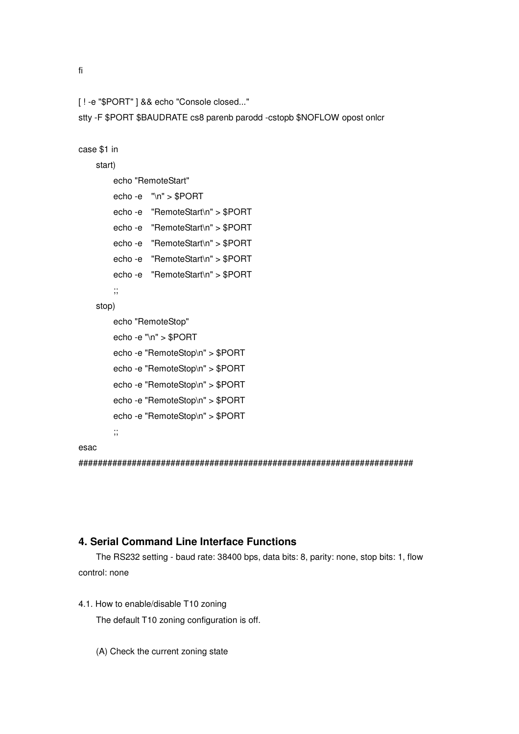```
fi

[ ! -e "$PORT" ] && echo "Console closed..."
stty -F $PORT $BAUDRATE cs8 parenb parodd -cstopb $NOFLOW opost onlcr

case $1 in
    start)
        echo "RemoteStart"
        echo -e   "\n" > $PORT
        echo -e   "RemoteStart\n" > $PORT
        echo -e   "RemoteStart\n" > $PORT
        echo -e   "RemoteStart\n" > $PORT
        echo -e   "RemoteStart\n" > $PORT
        echo -e   "RemoteStart\n" > $PORT
        ;;
    stop)
        echo "RemoteStop"
        echo -e "\n" > $PORT
        echo -e "RemoteStop\n" > $PORT
        echo -e "RemoteStop\n" > $PORT
        echo -e "RemoteStop\n" > $PORT
        echo -e "RemoteStop\n" > $PORT
        echo -e "RemoteStop\n" > $PORT
        ;;
esac
####################################################################
```

## 4. Serial Command Line Interface Functions

The RS232 setting - baud rate: 38400 bps, data bits: 8, parity: none, stop bits: 1, flow control: none

4.1. How to enable/disable T10 zoning

The default T10 zoning configuration is off.

(A) Check the current zoning state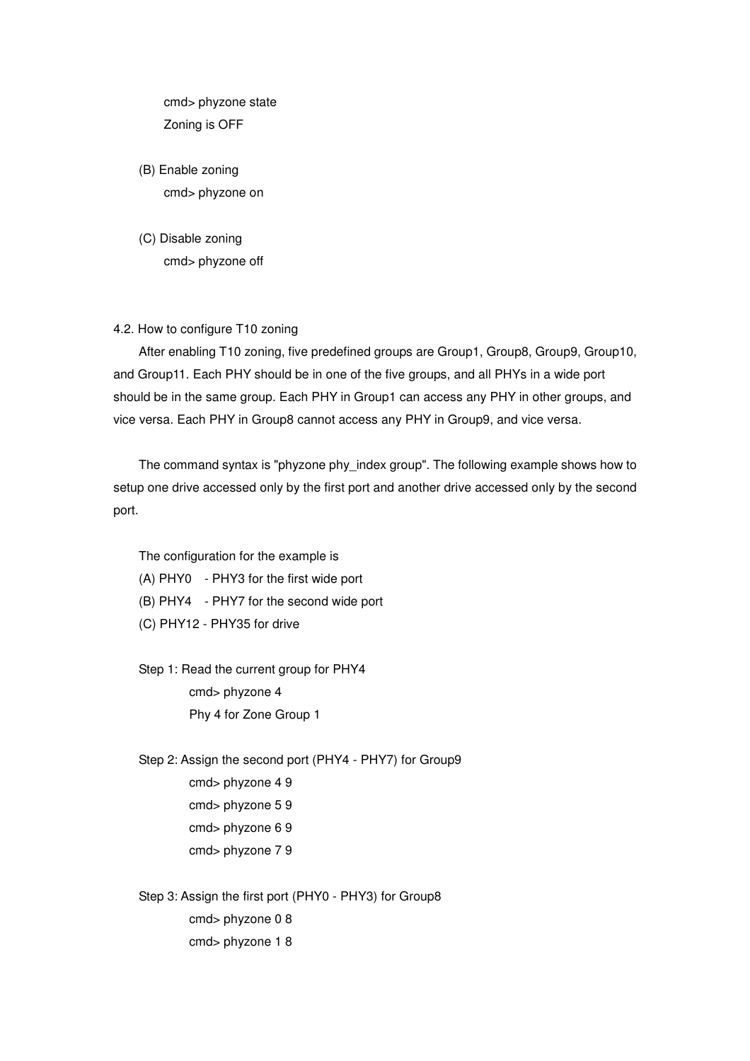```
cmd> phyzone state
Zoning is OFF
```

(B) Enable zoning

```
cmd> phyzone on
```

(C) Disable zoning

```
cmd> phyzone off
```

### 4.2. How to configure T10 zoning

After enabling T10 zoning, five predefined groups are Group1, Group8, Group9, Group10, and Group11. Each PHY should be in one of the five groups, and all PHYs in a wide port should be in the same group. Each PHY in Group1 can access any PHY in other groups, and vice versa. Each PHY in Group8 cannot access any PHY in Group9, and vice versa.

The command syntax is "phyzone phy_index group". The following example shows how to setup one drive accessed only by the first port and another drive accessed only by the second port.

The configuration for the example is

(A) PHY0 - PHY3 for the first wide port

(B) PHY4 - PHY7 for the second wide port

(C) PHY12 - PHY35 for drive

Step 1: Read the current group for PHY4

```
cmd> phyzone 4
Phy 4 for Zone Group 1
```

Step 2: Assign the second port (PHY4 - PHY7) for Group9

```
cmd> phyzone 4 9
cmd> phyzone 5 9
cmd> phyzone 6 9
cmd> phyzone 7 9
```

Step 3: Assign the first port (PHY0 - PHY3) for Group8

```
cmd> phyzone 0 8
cmd> phyzone 1 8
```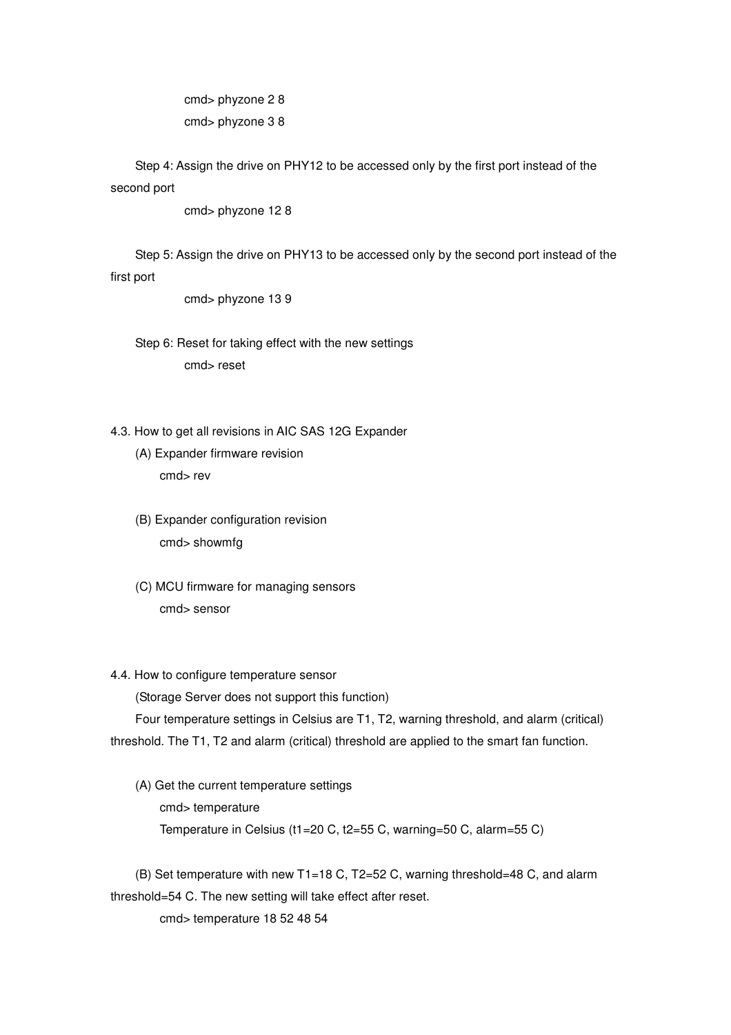cmd> phyzone 2 8

cmd> phyzone 3 8

Step 4: Assign the drive on PHY12 to be accessed only by the first port instead of the second port

cmd> phyzone 12 8

Step 5: Assign the drive on PHY13 to be accessed only by the second port instead of the first port

cmd> phyzone 13 9

Step 6: Reset for taking effect with the new settings

cmd> reset

4.3. How to get all revisions in AIC SAS 12G Expander

(A) Expander firmware revision

cmd> rev

(B) Expander configuration revision

cmd> showmfg

(C) MCU firmware for managing sensors

cmd> sensor

4.4. How to configure temperature sensor

(Storage Server does not support this function)

Four temperature settings in Celsius are T1, T2, warning threshold, and alarm (critical) threshold. The T1, T2 and alarm (critical) threshold are applied to the smart fan function.

(A) Get the current temperature settings

cmd> temperature

Temperature in Celsius (t1=20 C, t2=55 C, warning=50 C, alarm=55 C)

(B) Set temperature with new T1=18 C, T2=52 C, warning threshold=48 C, and alarm threshold=54 C. The new setting will take effect after reset.

cmd> temperature 18 52 48 54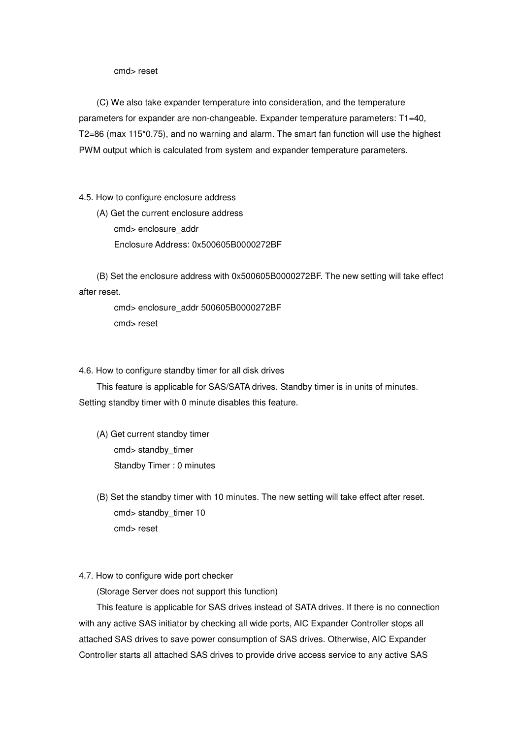```
cmd> reset
```

(C) We also take expander temperature into consideration, and the temperature parameters for expander are non-changeable. Expander temperature parameters: T1=40, T2=86 (max 115*0.75), and no warning and alarm. The smart fan function will use the highest PWM output which is calculated from system and expander temperature parameters.

### 4.5. How to configure enclosure address

(A) Get the current enclosure address

```
cmd> enclosure_addr
Enclosure Address: 0x500605B0000272BF
```

(B) Set the enclosure address with 0x500605B0000272BF. The new setting will take effect after reset.

```
cmd> enclosure_addr 500605B0000272BF
cmd> reset
```

### 4.6. How to configure standby timer for all disk drives

This feature is applicable for SAS/SATA drives. Standby timer is in units of minutes. Setting standby timer with 0 minute disables this feature.

(A) Get current standby timer

```
cmd> standby_timer
Standby Timer : 0 minutes
```

(B) Set the standby timer with 10 minutes. The new setting will take effect after reset.

```
cmd> standby_timer 10
cmd> reset
```

### 4.7. How to configure wide port checker

(Storage Server does not support this function)

This feature is applicable for SAS drives instead of SATA drives. If there is no connection with any active SAS initiator by checking all wide ports, AIC Expander Controller stops all attached SAS drives to save power consumption of SAS drives. Otherwise, AIC Expander Controller starts all attached SAS drives to provide drive access service to any active SAS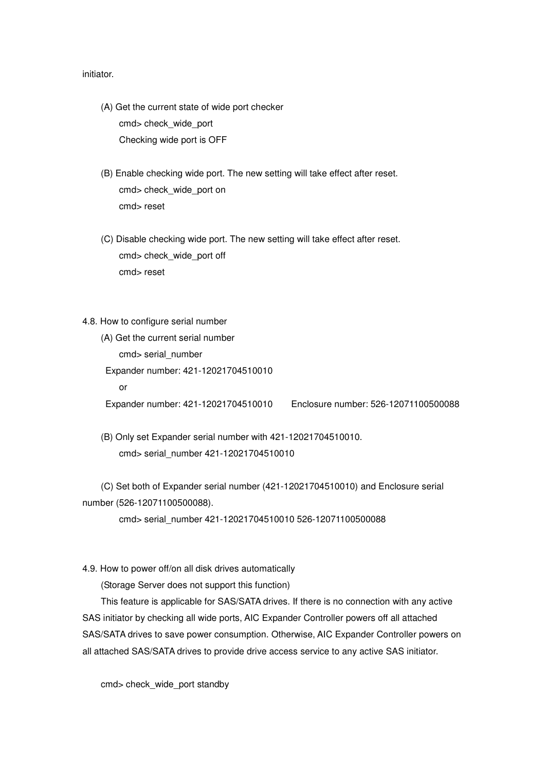initiator.

(A) Get the current state of wide port checker

```
cmd> check_wide_port
Checking wide port is OFF
```

(B) Enable checking wide port. The new setting will take effect after reset.

```
cmd> check_wide_port on
cmd> reset
```

(C) Disable checking wide port. The new setting will take effect after reset.

```
cmd> check_wide_port off
cmd> reset
```

4.8. How to configure serial number

(A) Get the current serial number

```
cmd> serial_number
```

Expander number: 421-12021704510010

or

Expander number: 421-12021704510010        Enclosure number: 526-12071100500088

(B) Only set Expander serial number with 421-12021704510010.

```
cmd> serial_number 421-12021704510010
```

(C) Set both of Expander serial number (421-12021704510010) and Enclosure serial number (526-12071100500088).

```
cmd> serial_number 421-12021704510010 526-12071100500088
```

4.9. How to power off/on all disk drives automatically

(Storage Server does not support this function)

This feature is applicable for SAS/SATA drives. If there is no connection with any active SAS initiator by checking all wide ports, AIC Expander Controller powers off all attached SAS/SATA drives to save power consumption. Otherwise, AIC Expander Controller powers on all attached SAS/SATA drives to provide drive access service to any active SAS initiator.

```
cmd> check_wide_port standby
```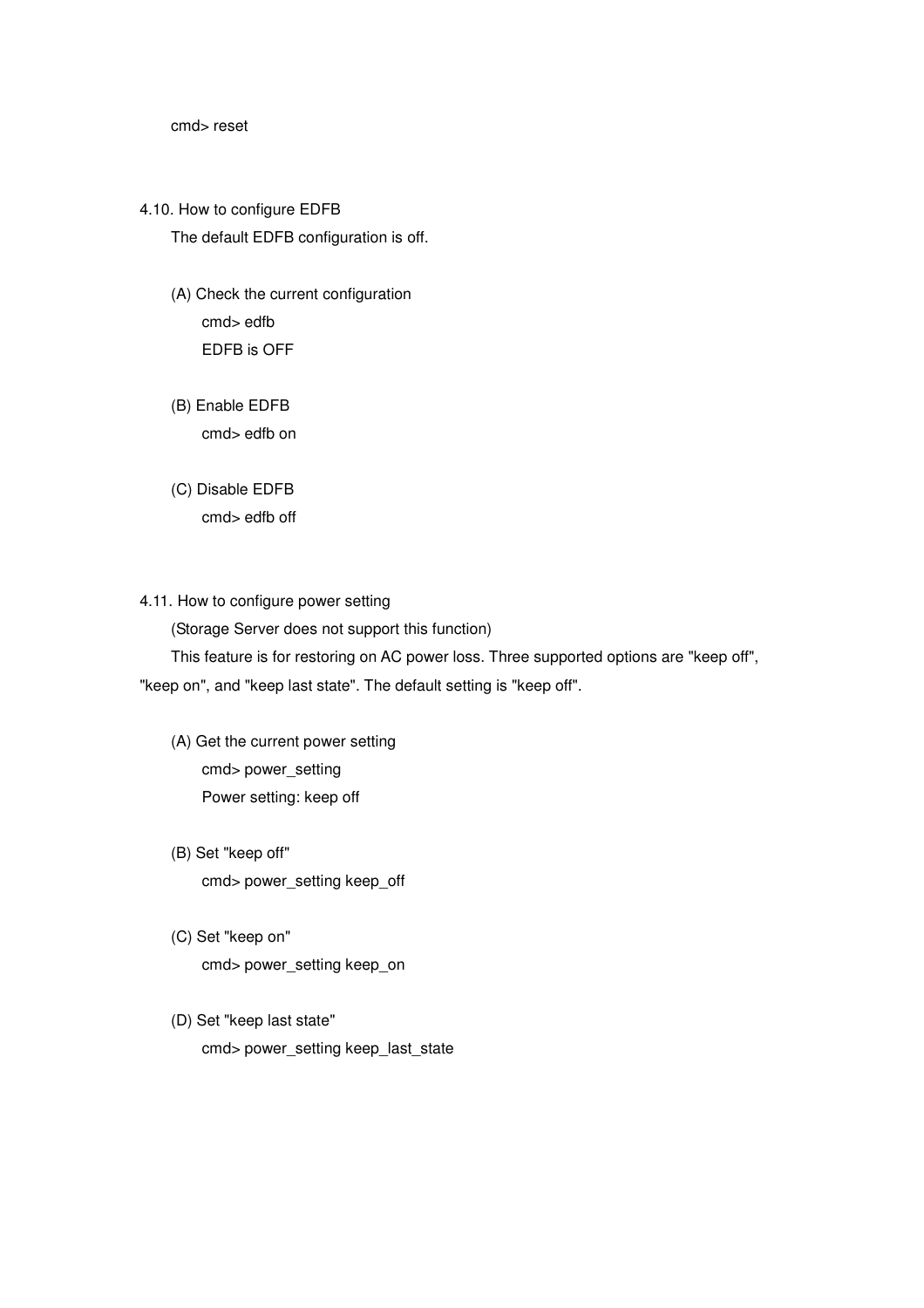cmd> reset

## 4.10. How to configure EDFB

The default EDFB configuration is off.

(A) Check the current configuration

```
cmd> edfb
EDFB is OFF
```

(B) Enable EDFB

```
cmd> edfb on
```

(C) Disable EDFB

```
cmd> edfb off
```

## 4.11. How to configure power setting

(Storage Server does not support this function)

This feature is for restoring on AC power loss. Three supported options are "keep off", "keep on", and "keep last state". The default setting is "keep off".

(A) Get the current power setting

```
cmd> power_setting
Power setting: keep off
```

(B) Set "keep off"

```
cmd> power_setting keep_off
```

(C) Set "keep on"

```
cmd> power_setting keep_on
```

(D) Set "keep last state"

```
cmd> power_setting keep_last_state
```